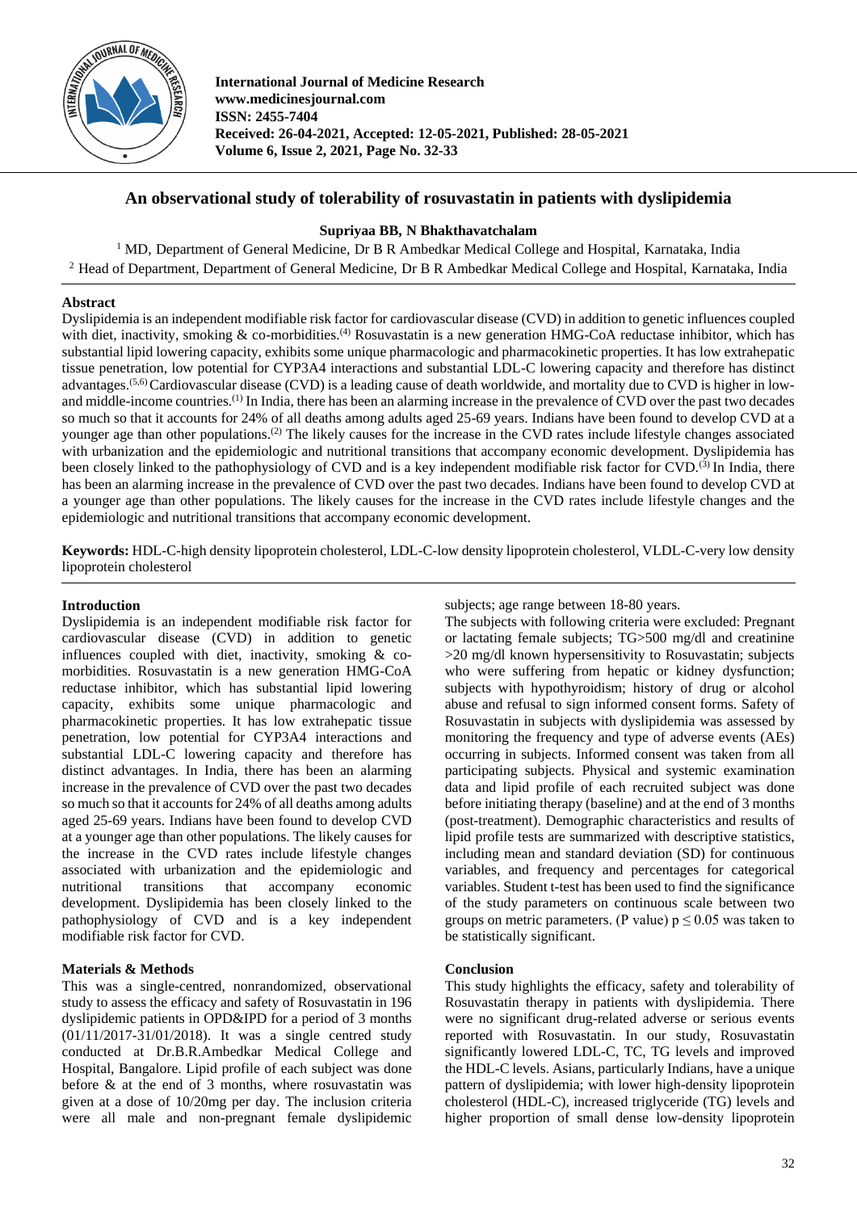# An observational study of tolerability of rosuvastatin in patients with dyslipidemia

**Supriyaa BB, N Bhakthavatchalam**

[1] MD, Department of General Medicine, Dr B R Ambedkar Medical College and Hospital, Karnataka, India
[2] Head of Department, Department of General Medicine, Dr B R Ambedkar Medical College and Hospital, Karnataka, India

## Abstract

Dyslipidemia is an independent modifiable risk factor for cardiovascular disease (CVD) in addition to genetic influences coupled with diet, inactivity, smoking & co-morbidities.[4] Rosuvastatin is a new generation HMG-CoA reductase inhibitor, which has substantial lipid lowering capacity, exhibits some unique pharmacologic and pharmacokinetic properties. It has low extrahepatic tissue penetration, low potential for CYP3A4 interactions and substantial LDL-C lowering capacity and therefore has distinct advantages.[5,6] Cardiovascular disease (CVD) is a leading cause of death worldwide, and mortality due to CVD is higher in low- and middle-income countries.[1] In India, there has been an alarming increase in the prevalence of CVD over the past two decades so much so that it accounts for 24% of all deaths among adults aged 25-69 years. Indians have been found to develop CVD at a younger age than other populations.[2] The likely causes for the increase in the CVD rates include lifestyle changes associated with urbanization and the epidemiologic and nutritional transitions that accompany economic development. Dyslipidemia has been closely linked to the pathophysiology of CVD and is a key independent modifiable risk factor for CVD.[3] In India, there has been an alarming increase in the prevalence of CVD over the past two decades. Indians have been found to develop CVD at a younger age than other populations. The likely causes for the increase in the CVD rates include lifestyle changes and the epidemiologic and nutritional transitions that accompany economic development.

**Keywords:** HDL-C-high density lipoprotein cholesterol, LDL-C-low density lipoprotein cholesterol, VLDL-C-very low density lipoprotein cholesterol

## Introduction

Dyslipidemia is an independent modifiable risk factor for cardiovascular disease (CVD) in addition to genetic influences coupled with diet, inactivity, smoking & co-morbidities. Rosuvastatin is a new generation HMG-CoA reductase inhibitor, which has substantial lipid lowering capacity, exhibits some unique pharmacologic and pharmacokinetic properties. It has low extrahepatic tissue penetration, low potential for CYP3A4 interactions and substantial LDL-C lowering capacity and therefore has distinct advantages. In India, there has been an alarming increase in the prevalence of CVD over the past two decades so much so that it accounts for 24% of all deaths among adults aged 25-69 years. Indians have been found to develop CVD at a younger age than other populations. The likely causes for the increase in the CVD rates include lifestyle changes associated with urbanization and the epidemiologic and nutritional transitions that accompany economic development. Dyslipidemia has been closely linked to the pathophysiology of CVD and is a key independent modifiable risk factor for CVD.

## Materials & Methods

This was a single-centred, nonrandomized, observational study to assess the efficacy and safety of Rosuvastatin in 196 dyslipidemic patients in OPD&IPD for a period of 3 months (01/11/2017-31/01/2018). It was a single centred study conducted at Dr.B.R.Ambedkar Medical College and Hospital, Bangalore. Lipid profile of each subject was done before & at the end of 3 months, where rosuvastatin was given at a dose of 10/20mg per day. The inclusion criteria were all male and non-pregnant female dyslipidemic subjects; age range between 18-80 years.

The subjects with following criteria were excluded: Pregnant or lactating female subjects; TG>500 mg/dl and creatinine >20 mg/dl known hypersensitivity to Rosuvastatin; subjects who were suffering from hepatic or kidney dysfunction; subjects with hypothyroidism; history of drug or alcohol abuse and refusal to sign informed consent forms. Safety of Rosuvastatin in subjects with dyslipidemia was assessed by monitoring the frequency and type of adverse events (AEs) occurring in subjects. Informed consent was taken from all participating subjects. Physical and systemic examination data and lipid profile of each recruited subject was done before initiating therapy (baseline) and at the end of 3 months (post-treatment). Demographic characteristics and results of lipid profile tests are summarized with descriptive statistics, including mean and standard deviation (SD) for continuous variables, and frequency and percentages for categorical variables. Student t-test has been used to find the significance of the study parameters on continuous scale between two groups on metric parameters. (P value) $p \leq 0.05$ was taken to be statistically significant.

## Conclusion

This study highlights the efficacy, safety and tolerability of Rosuvastatin therapy in patients with dyslipidemia. There were no significant drug-related adverse or serious events reported with Rosuvastatin. In our study, Rosuvastatin significantly lowered LDL-C, TC, TG levels and improved the HDL-C levels. Asians, particularly Indians, have a unique pattern of dyslipidemia; with lower high-density lipoprotein cholesterol (HDL-C), increased triglyceride (TG) levels and higher proportion of small dense low-density lipoprotein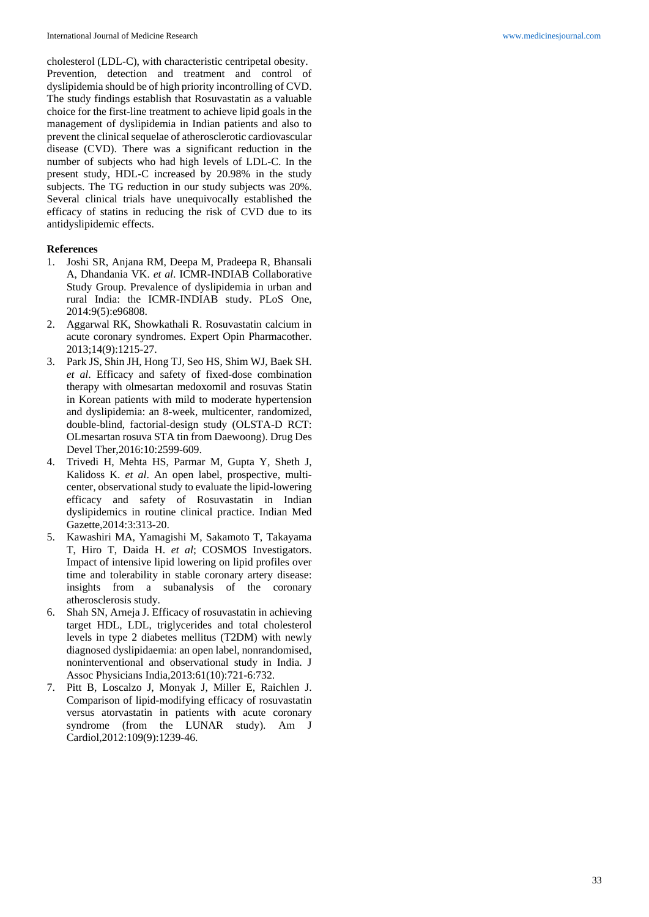cholesterol (LDL-C), with characteristic centripetal obesity. Prevention, detection and treatment and control of dyslipidemia should be of high priority incontrolling of CVD. The study findings establish that Rosuvastatin as a valuable choice for the first-line treatment to achieve lipid goals in the management of dyslipidemia in Indian patients and also to prevent the clinical sequelae of atherosclerotic cardiovascular disease (CVD). There was a significant reduction in the number of subjects who had high levels of LDL-C. In the present study, HDL-C increased by 20.98% in the study subjects. The TG reduction in our study subjects was 20%. Several clinical trials have unequivocally established the efficacy of statins in reducing the risk of CVD due to its antidyslipidemic effects.

## References

1. Joshi SR, Anjana RM, Deepa M, Pradeepa R, Bhansali A, Dhandania VK. *et al*. ICMR-INDIAB Collaborative Study Group. Prevalence of dyslipidemia in urban and rural India: the ICMR-INDIAB study. PLoS One, 2014:9(5):e96808.
2. Aggarwal RK, Showkathali R. Rosuvastatin calcium in acute coronary syndromes. Expert Opin Pharmacother. 2013;14(9):1215-27.
3. Park JS, Shin JH, Hong TJ, Seo HS, Shim WJ, Baek SH. *et al*. Efficacy and safety of fixed-dose combination therapy with olmesartan medoxomil and rosuvas Statin in Korean patients with mild to moderate hypertension and dyslipidemia: an 8-week, multicenter, randomized, double-blind, factorial-design study (OLSTA-D RCT: OLmesartan rosuva STA tin from Daewoong). Drug Des Devel Ther,2016:10:2599-609.
4. Trivedi H, Mehta HS, Parmar M, Gupta Y, Sheth J, Kalidoss K. *et al*. An open label, prospective, multi-center, observational study to evaluate the lipid-lowering efficacy and safety of Rosuvastatin in Indian dyslipidemics in routine clinical practice. Indian Med Gazette,2014:3:313-20.
5. Kawashiri MA, Yamagishi M, Sakamoto T, Takayama T, Hiro T, Daida H. *et al*; COSMOS Investigators. Impact of intensive lipid lowering on lipid profiles over time and tolerability in stable coronary artery disease: insights from a subanalysis of the coronary atherosclerosis study.
6. Shah SN, Arneja J. Efficacy of rosuvastatin in achieving target HDL, LDL, triglycerides and total cholesterol levels in type 2 diabetes mellitus (T2DM) with newly diagnosed dyslipidaemia: an open label, nonrandomised, noninterventional and observational study in India. J Assoc Physicians India,2013:61(10):721-6:732.
7. Pitt B, Loscalzo J, Monyak J, Miller E, Raichlen J. Comparison of lipid-modifying efficacy of rosuvastatin versus atorvastatin in patients with acute coronary syndrome (from the LUNAR study). Am J Cardiol,2012:109(9):1239-46.